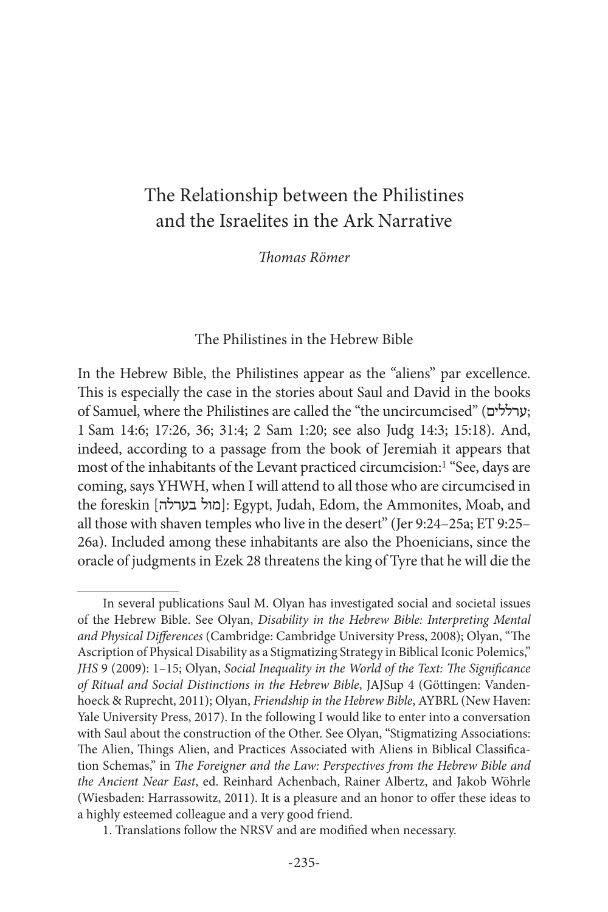# The Relationship between the Philistines and the Israelites in the Ark Narrative

*Thomas Römer*

## The Philistines in the Hebrew Bible

In the Hebrew Bible, the Philistines appear as the "aliens" par excellence. This is especially the case in the stories about Saul and David in the books of Samuel, where the Philistines are called the "the uncircumcised" (ערלים; 1 Sam 14:6; 17:26, 36; 31:4; 2 Sam 1:20; see also Judg 14:3; 15:18). And, indeed, according to a passage from the book of Jeremiah it appears that most of the inhabitants of the Levant practiced circumcision:[1] "See, days are coming, says YHWH, when I will attend to all those who are circumcised in the foreskin [מול בערלה]: Egypt, Judah, Edom, the Ammonites, Moab, and all those with shaven temples who live in the desert" (Jer 9:24–25a; ET 9:25–26a). Included among these inhabitants are also the Phoenicians, since the oracle of judgments in Ezek 28 threatens the king of Tyre that he will die the

---

In several publications Saul M. Olyan has investigated social and societal issues of the Hebrew Bible. See Olyan, *Disability in the Hebrew Bible: Interpreting Mental and Physical Differences* (Cambridge: Cambridge University Press, 2008); Olyan, "The Ascription of Physical Disability as a Stigmatizing Strategy in Biblical Iconic Polemics," *JHS* 9 (2009): 1–15; Olyan, *Social Inequality in the World of the Text: The Significance of Ritual and Social Distinctions in the Hebrew Bible*, JAJSup 4 (Göttingen: Vandenhoeck & Ruprecht, 2011); Olyan, *Friendship in the Hebrew Bible*, AYBRL (New Haven: Yale University Press, 2017). In the following I would like to enter into a conversation with Saul about the construction of the Other. See Olyan, "Stigmatizing Associations: The Alien, Things Alien, and Practices Associated with Aliens in Biblical Classification Schemas," in *The Foreigner and the Law: Perspectives from the Hebrew Bible and the Ancient Near East*, ed. Reinhard Achenbach, Rainer Albertz, and Jakob Wöhrle (Wiesbaden: Harrassowitz, 2011). It is a pleasure and an honor to offer these ideas to a highly esteemed colleague and a very good friend.

1. Translations follow the NRSV and are modified when necessary.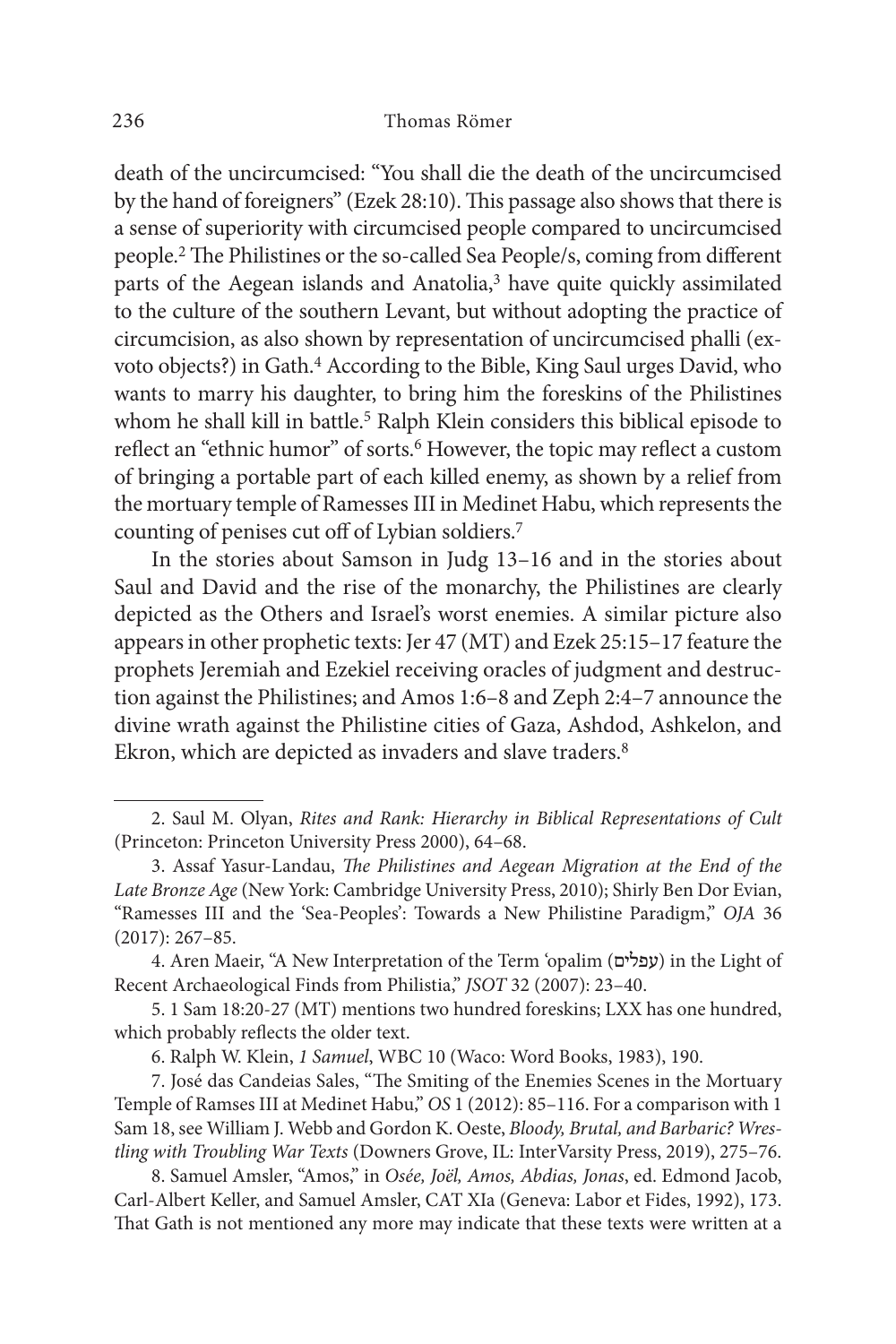death of the uncircumcised: "You shall die the death of the uncircumcised by the hand of foreigners" (Ezek 28:10). This passage also shows that there is a sense of superiority with circumcised people compared to uncircumcised people.[2] The Philistines or the so-called Sea People/s, coming from different parts of the Aegean islands and Anatolia,[3] have quite quickly assimilated to the culture of the southern Levant, but without adopting the practice of circumcision, as also shown by representation of uncircumcised phalli (ex-voto objects?) in Gath.[4] According to the Bible, King Saul urges David, who wants to marry his daughter, to bring him the foreskins of the Philistines whom he shall kill in battle.[5] Ralph Klein considers this biblical episode to reflect an "ethnic humor" of sorts.[6] However, the topic may reflect a custom of bringing a portable part of each killed enemy, as shown by a relief from the mortuary temple of Ramesses III in Medinet Habu, which represents the counting of penises cut off of Lybian soldiers.[7]

In the stories about Samson in Judg 13–16 and in the stories about Saul and David and the rise of the monarchy, the Philistines are clearly depicted as the Others and Israel's worst enemies. A similar picture also appears in other prophetic texts: Jer 47 (MT) and Ezek 25:15–17 feature the prophets Jeremiah and Ezekiel receiving oracles of judgment and destruction against the Philistines; and Amos 1:6–8 and Zeph 2:4–7 announce the divine wrath against the Philistine cities of Gaza, Ashdod, Ashkelon, and Ekron, which are depicted as invaders and slave traders.[8]

---

2. Saul M. Olyan, *Rites and Rank: Hierarchy in Biblical Representations of Cult* (Princeton: Princeton University Press 2000), 64–68.

3. Assaf Yasur-Landau, *The Philistines and Aegean Migration at the End of the Late Bronze Age* (New York: Cambridge University Press, 2010); Shirly Ben Dor Evian, "Ramesses III and the 'Sea-Peoples': Towards a New Philistine Paradigm," *OJA* 36 (2017): 267–85.

4. Aren Maeir, "A New Interpretation of the Term ʿopalim (עפלים) in the Light of Recent Archaeological Finds from Philistia," *JSOT* 32 (2007): 23–40.

5. 1 Sam 18:20-27 (MT) mentions two hundred foreskins; LXX has one hundred, which probably reflects the older text.

6. Ralph W. Klein, *1 Samuel*, WBC 10 (Waco: Word Books, 1983), 190.

7. José das Candeias Sales, "The Smiting of the Enemies Scenes in the Mortuary Temple of Ramses III at Medinet Habu," *OS* 1 (2012): 85–116. For a comparison with 1 Sam 18, see William J. Webb and Gordon K. Oeste, *Bloody, Brutal, and Barbaric? Wrestling with Troubling War Texts* (Downers Grove, IL: InterVarsity Press, 2019), 275–76.

8. Samuel Amsler, "Amos," in *Osée, Joël, Amos, Abdias, Jonas*, ed. Edmond Jacob, Carl-Albert Keller, and Samuel Amsler, CAT XIa (Geneva: Labor et Fides, 1992), 173. That Gath is not mentioned any more may indicate that these texts were written at a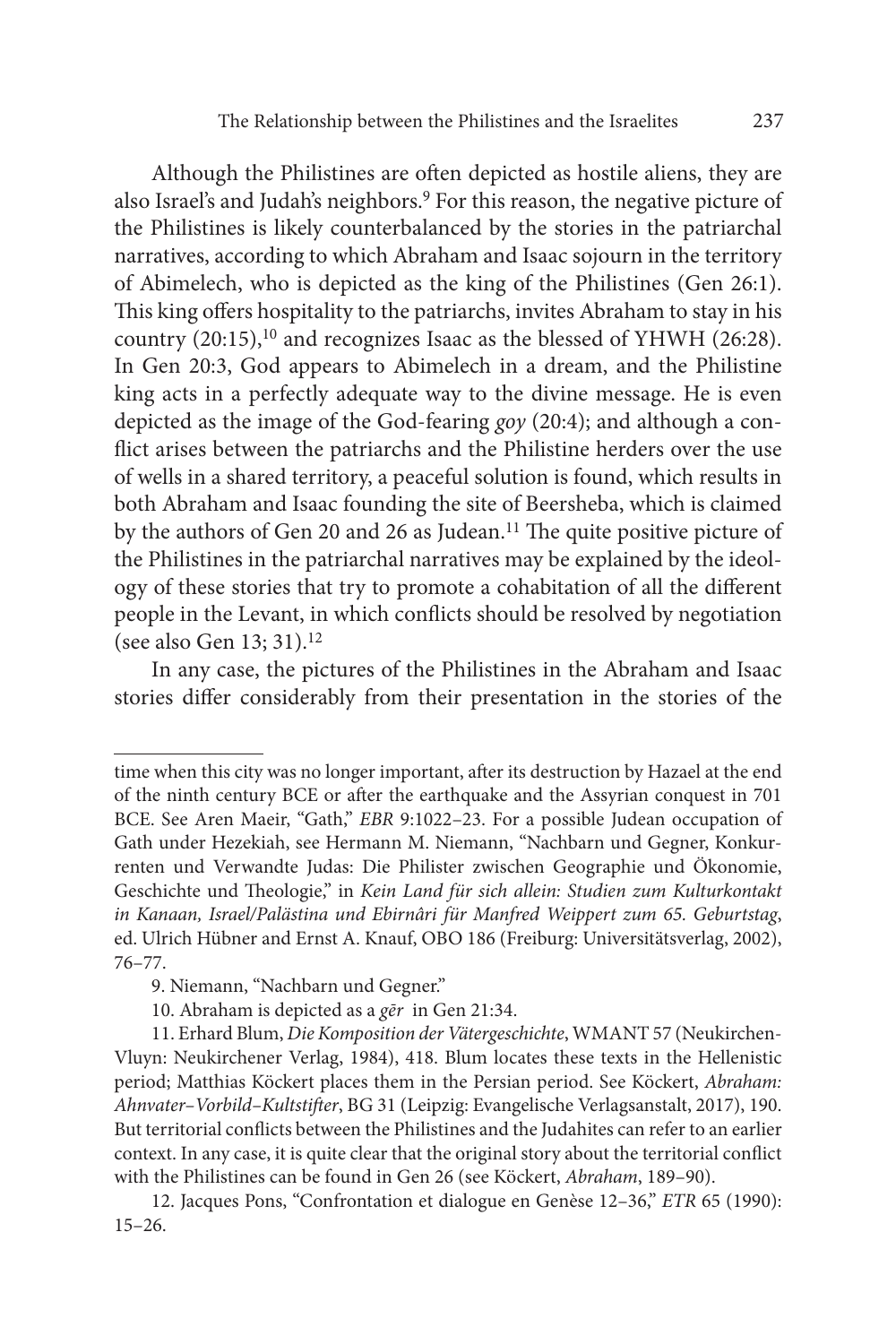Although the Philistines are often depicted as hostile aliens, they are also Israel's and Judah's neighbors.[9] For this reason, the negative picture of the Philistines is likely counterbalanced by the stories in the patriarchal narratives, according to which Abraham and Isaac sojourn in the territory of Abimelech, who is depicted as the king of the Philistines (Gen 26:1). This king offers hospitality to the patriarchs, invites Abraham to stay in his country (20:15),[10] and recognizes Isaac as the blessed of YHWH (26:28). In Gen 20:3, God appears to Abimelech in a dream, and the Philistine king acts in a perfectly adequate way to the divine message. He is even depicted as the image of the God-fearing *goy* (20:4); and although a conflict arises between the patriarchs and the Philistine herders over the use of wells in a shared territory, a peaceful solution is found, which results in both Abraham and Isaac founding the site of Beersheba, which is claimed by the authors of Gen 20 and 26 as Judean.[11] The quite positive picture of the Philistines in the patriarchal narratives may be explained by the ideology of these stories that try to promote a cohabitation of all the different people in the Levant, in which conflicts should be resolved by negotiation (see also Gen 13; 31).[12]

In any case, the pictures of the Philistines in the Abraham and Isaac stories differ considerably from their presentation in the stories of the

---

time when this city was no longer important, after its destruction by Hazael at the end of the ninth century BCE or after the earthquake and the Assyrian conquest in 701 BCE. See Aren Maeir, "Gath," *EBR* 9:1022–23. For a possible Judean occupation of Gath under Hezekiah, see Hermann M. Niemann, "Nachbarn und Gegner, Konkurrenten und Verwandte Judas: Die Philister zwischen Geographie und Ökonomie, Geschichte und Theologie," in *Kein Land für sich allein: Studien zum Kulturkontakt in Kanaan, Israel/Palästina und Ebirnâri für Manfred Weippert zum 65. Geburtstag*, ed. Ulrich Hübner and Ernst A. Knauf, OBO 186 (Freiburg: Universitätsverlag, 2002), 76–77.

9. Niemann, "Nachbarn und Gegner."

10. Abraham is depicted as a *gēr* in Gen 21:34.

11. Erhard Blum, *Die Komposition der Vätergeschichte*, WMANT 57 (Neukirchen-Vluyn: Neukirchener Verlag, 1984), 418. Blum locates these texts in the Hellenistic period; Matthias Köckert places them in the Persian period. See Köckert, *Abraham: Ahnvater–Vorbild–Kultstifter*, BG 31 (Leipzig: Evangelische Verlagsanstalt, 2017), 190. But territorial conflicts between the Philistines and the Judahites can refer to an earlier context. In any case, it is quite clear that the original story about the territorial conflict with the Philistines can be found in Gen 26 (see Köckert, *Abraham*, 189–90).

12. Jacques Pons, "Confrontation et dialogue en Genèse 12–36," *ETR* 65 (1990): 15–26.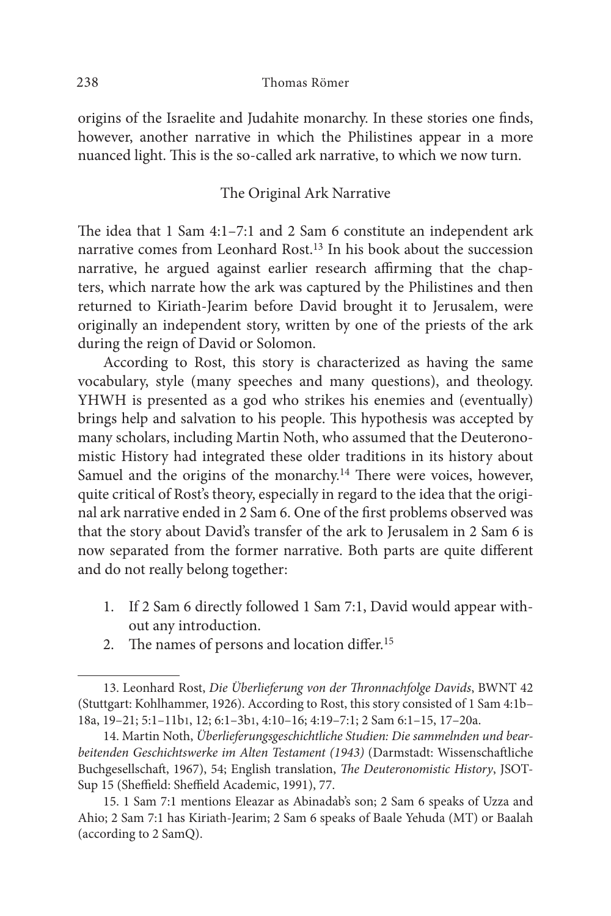origins of the Israelite and Judahite monarchy. In these stories one finds, however, another narrative in which the Philistines appear in a more nuanced light. This is the so-called ark narrative, to which we now turn.

## The Original Ark Narrative

The idea that 1 Sam 4:1–7:1 and 2 Sam 6 constitute an independent ark narrative comes from Leonhard Rost.[13] In his book about the succession narrative, he argued against earlier research affirming that the chapters, which narrate how the ark was captured by the Philistines and then returned to Kiriath-Jearim before David brought it to Jerusalem, were originally an independent story, written by one of the priests of the ark during the reign of David or Solomon.

According to Rost, this story is characterized as having the same vocabulary, style (many speeches and many questions), and theology. YHWH is presented as a god who strikes his enemies and (eventually) brings help and salvation to his people. This hypothesis was accepted by many scholars, including Martin Noth, who assumed that the Deuteronomistic History had integrated these older traditions in its history about Samuel and the origins of the monarchy.[14] There were voices, however, quite critical of Rost's theory, especially in regard to the idea that the original ark narrative ended in 2 Sam 6. One of the first problems observed was that the story about David's transfer of the ark to Jerusalem in 2 Sam 6 is now separated from the former narrative. Both parts are quite different and do not really belong together:

1. If 2 Sam 6 directly followed 1 Sam 7:1, David would appear without any introduction.
2. The names of persons and location differ.[15]

---

13. Leonhard Rost, *Die Überlieferung von der Thronnachfolge Davids*, BWNT 42 (Stuttgart: Kohlhammer, 1926). According to Rost, this story consisted of 1 Sam 4:1b–18a, 19–21; 5:1–11b1, 12; 6:1–3b1, 4:10–16; 4:19–7:1; 2 Sam 6:1–15, 17–20a.

14. Martin Noth, *Überlieferungsgeschichtliche Studien: Die sammelnden und bearbeitenden Geschichtswerke im Alten Testament (1943)* (Darmstadt: Wissenschaftliche Buchgesellschaft, 1967), 54; English translation, *The Deuteronomistic History*, JSOTSup 15 (Sheffield: Sheffield Academic, 1991), 77.

15. 1 Sam 7:1 mentions Eleazar as Abinadab's son; 2 Sam 6 speaks of Uzza and Ahio; 2 Sam 7:1 has Kiriath-Jearim; 2 Sam 6 speaks of Baale Yehuda (MT) or Baalah (according to 2 SamQ).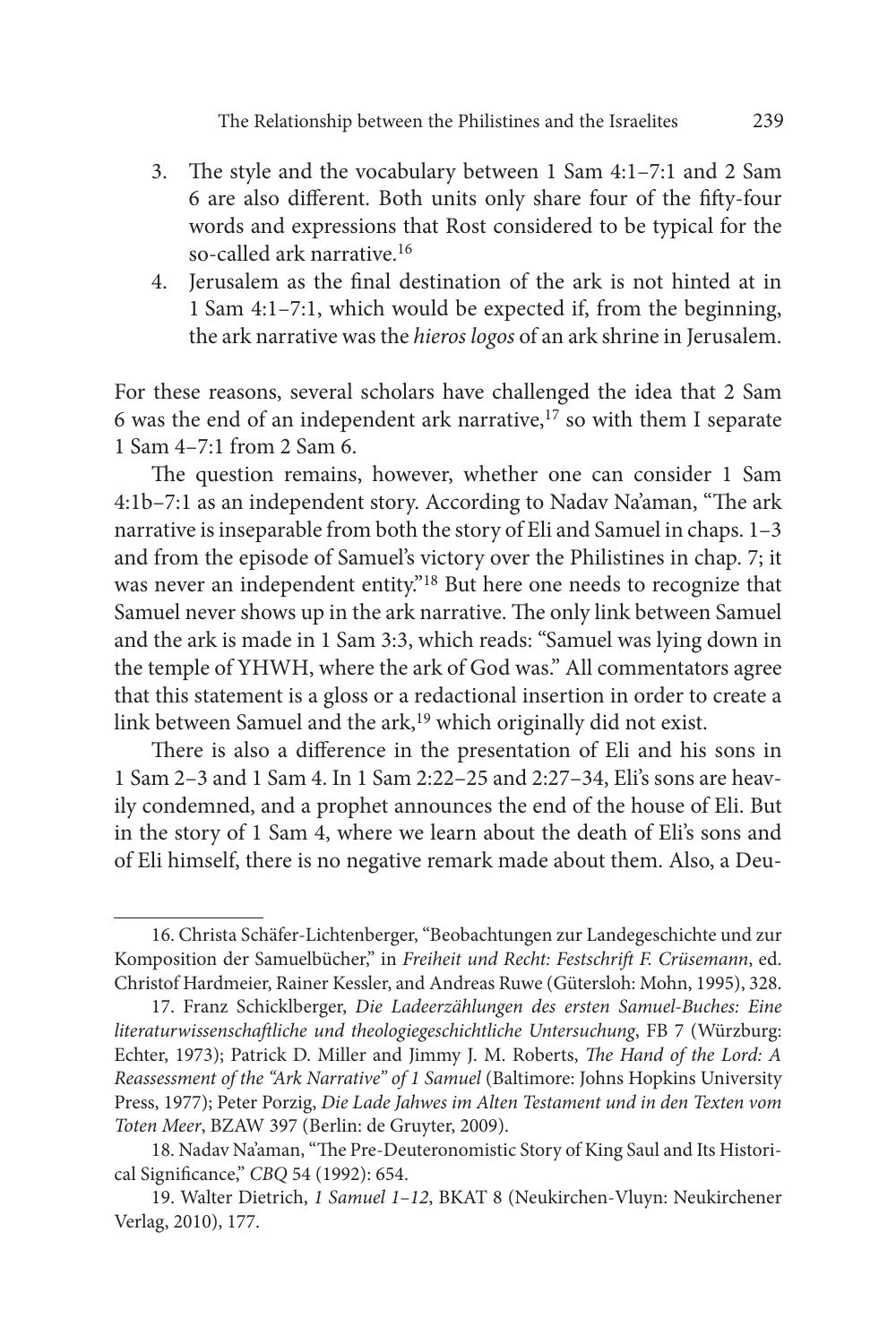3. The style and the vocabulary between 1 Sam 4:1–7:1 and 2 Sam 6 are also different. Both units only share four of the fifty-four words and expressions that Rost considered to be typical for the so-called ark narrative.[16]
4. Jerusalem as the final destination of the ark is not hinted at in 1 Sam 4:1–7:1, which would be expected if, from the beginning, the ark narrative was the *hieros logos* of an ark shrine in Jerusalem.

For these reasons, several scholars have challenged the idea that 2 Sam 6 was the end of an independent ark narrative,[17] so with them I separate 1 Sam 4–7:1 from 2 Sam 6.

The question remains, however, whether one can consider 1 Sam 4:1b–7:1 as an independent story. According to Nadav Na'aman, "The ark narrative is inseparable from both the story of Eli and Samuel in chaps. 1–3 and from the episode of Samuel's victory over the Philistines in chap. 7; it was never an independent entity."[18] But here one needs to recognize that Samuel never shows up in the ark narrative. The only link between Samuel and the ark is made in 1 Sam 3:3, which reads: "Samuel was lying down in the temple of YHWH, where the ark of God was." All commentators agree that this statement is a gloss or a redactional insertion in order to create a link between Samuel and the ark,[19] which originally did not exist.

There is also a difference in the presentation of Eli and his sons in 1 Sam 2–3 and 1 Sam 4. In 1 Sam 2:22–25 and 2:27–34, Eli's sons are heavily condemned, and a prophet announces the end of the house of Eli. But in the story of 1 Sam 4, where we learn about the death of Eli's sons and of Eli himself, there is no negative remark made about them. Also, a Deu-

---

16. Christa Schäfer-Lichtenberger, "Beobachtungen zur Landegeschichte und zur Komposition der Samuelbücher," in *Freiheit und Recht: Festschrift F. Crüsemann*, ed. Christof Hardmeier, Rainer Kessler, and Andreas Ruwe (Gütersloh: Mohn, 1995), 328.

17. Franz Schicklberger, *Die Ladeerzählungen des ersten Samuel-Buches: Eine literaturwissenschaftliche und theologiegeschichtliche Untersuchung*, FB 7 (Würzburg: Echter, 1973); Patrick D. Miller and Jimmy J. M. Roberts, *The Hand of the Lord: A Reassessment of the "Ark Narrative" of 1 Samuel* (Baltimore: Johns Hopkins University Press, 1977); Peter Porzig, *Die Lade Jahwes im Alten Testament und in den Texten vom Toten Meer*, BZAW 397 (Berlin: de Gruyter, 2009).

18. Nadav Na'aman, "The Pre-Deuteronomistic Story of King Saul and Its Historical Significance," *CBQ* 54 (1992): 654.

19. Walter Dietrich, *1 Samuel 1–12*, BKAT 8 (Neukirchen-Vluyn: Neukirchener Verlag, 2010), 177.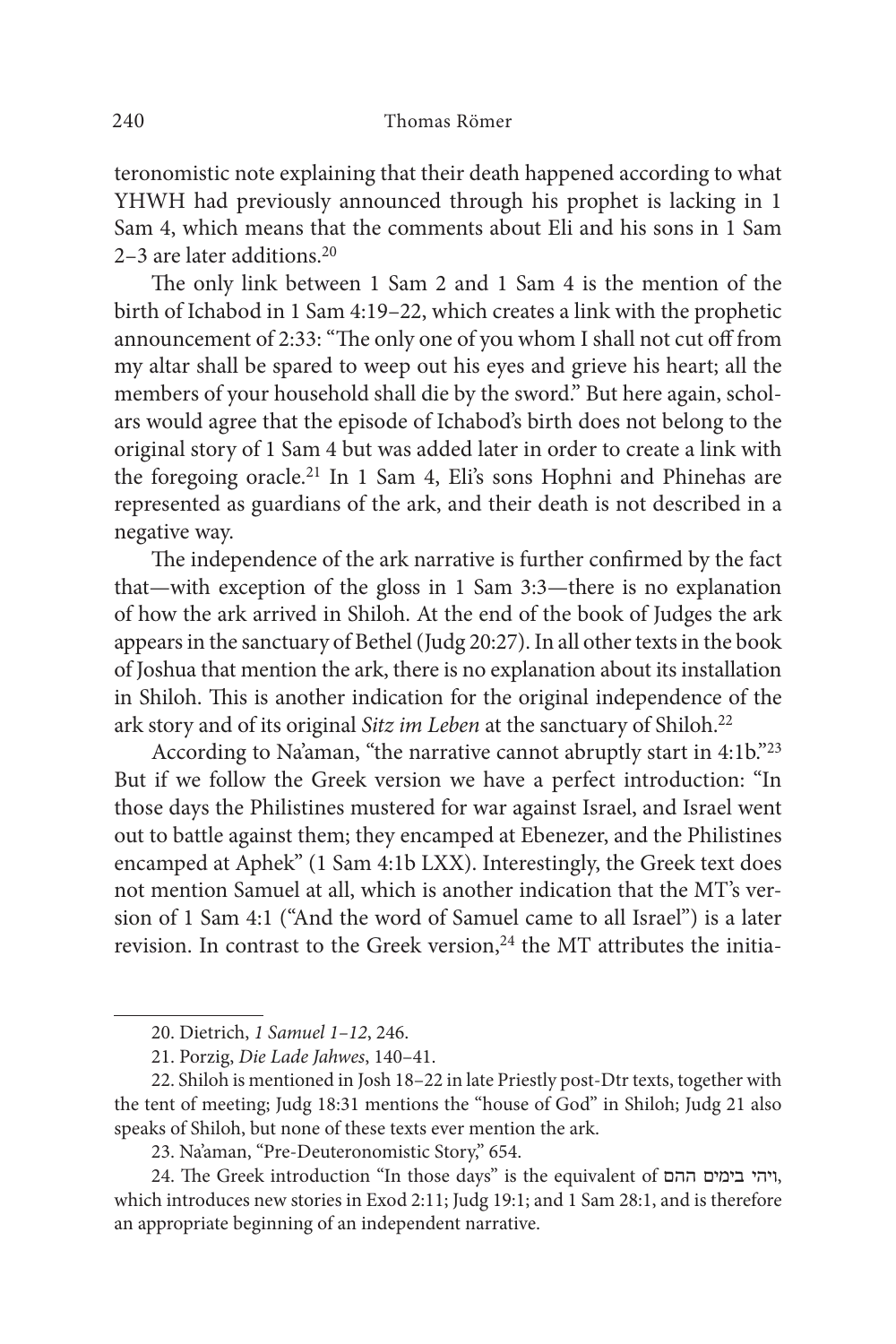teronomistic note explaining that their death happened according to what YHWH had previously announced through his prophet is lacking in 1 Sam 4, which means that the comments about Eli and his sons in 1 Sam 2–3 are later additions.[20]

The only link between 1 Sam 2 and 1 Sam 4 is the mention of the birth of Ichabod in 1 Sam 4:19–22, which creates a link with the prophetic announcement of 2:33: "The only one of you whom I shall not cut off from my altar shall be spared to weep out his eyes and grieve his heart; all the members of your household shall die by the sword." But here again, scholars would agree that the episode of Ichabod's birth does not belong to the original story of 1 Sam 4 but was added later in order to create a link with the foregoing oracle.[21] In 1 Sam 4, Eli's sons Hophni and Phinehas are represented as guardians of the ark, and their death is not described in a negative way.

The independence of the ark narrative is further confirmed by the fact that—with exception of the gloss in 1 Sam 3:3—there is no explanation of how the ark arrived in Shiloh. At the end of the book of Judges the ark appears in the sanctuary of Bethel (Judg 20:27). In all other texts in the book of Joshua that mention the ark, there is no explanation about its installation in Shiloh. This is another indication for the original independence of the ark story and of its original *Sitz im Leben* at the sanctuary of Shiloh.[22]

According to Na'aman, "the narrative cannot abruptly start in 4:1b."[23] But if we follow the Greek version we have a perfect introduction: "In those days the Philistines mustered for war against Israel, and Israel went out to battle against them; they encamped at Ebenezer, and the Philistines encamped at Aphek" (1 Sam 4:1b LXX). Interestingly, the Greek text does not mention Samuel at all, which is another indication that the MT's version of 1 Sam 4:1 ("And the word of Samuel came to all Israel") is a later revision. In contrast to the Greek version,[24] the MT attributes the initia-

---

20. Dietrich, *1 Samuel 1–12*, 246.

21. Porzig, *Die Lade Jahwes*, 140–41.

22. Shiloh is mentioned in Josh 18–22 in late Priestly post-Dtr texts, together with the tent of meeting; Judg 18:31 mentions the "house of God" in Shiloh; Judg 21 also speaks of Shiloh, but none of these texts ever mention the ark.

23. Na'aman, "Pre-Deuteronomistic Story," 654.

24. The Greek introduction "In those days" is the equivalent of ויהי בימים ההם, which introduces new stories in Exod 2:11; Judg 19:1; and 1 Sam 28:1, and is therefore an appropriate beginning of an independent narrative.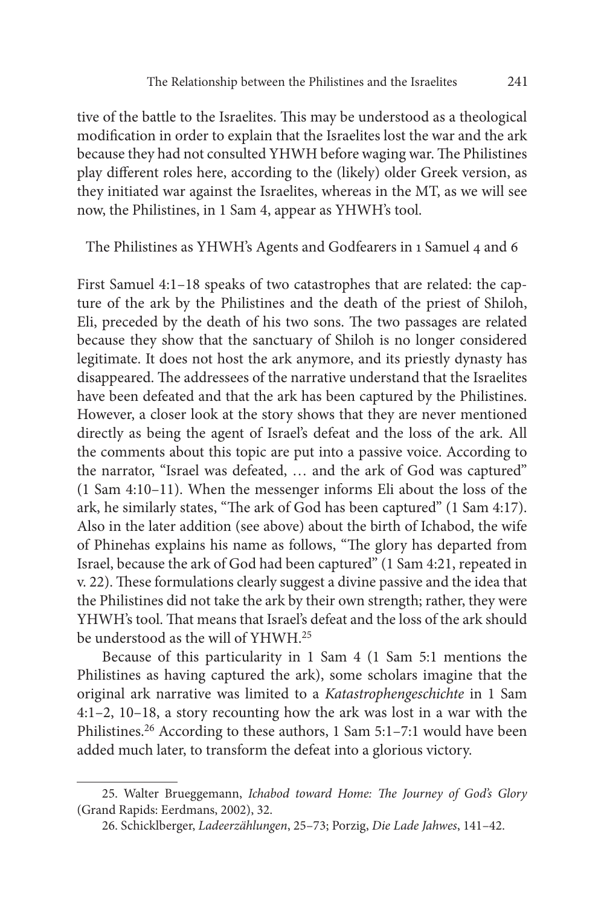tive of the battle to the Israelites. This may be understood as a theological modification in order to explain that the Israelites lost the war and the ark because they had not consulted YHWH before waging war. The Philistines play different roles here, according to the (likely) older Greek version, as they initiated war against the Israelites, whereas in the MT, as we will see now, the Philistines, in 1 Sam 4, appear as YHWH's tool.

## The Philistines as YHWH's Agents and Godfearers in 1 Samuel 4 and 6

First Samuel 4:1–18 speaks of two catastrophes that are related: the capture of the ark by the Philistines and the death of the priest of Shiloh, Eli, preceded by the death of his two sons. The two passages are related because they show that the sanctuary of Shiloh is no longer considered legitimate. It does not host the ark anymore, and its priestly dynasty has disappeared. The addressees of the narrative understand that the Israelites have been defeated and that the ark has been captured by the Philistines. However, a closer look at the story shows that they are never mentioned directly as being the agent of Israel's defeat and the loss of the ark. All the comments about this topic are put into a passive voice. According to the narrator, "Israel was defeated, … and the ark of God was captured" (1 Sam 4:10–11). When the messenger informs Eli about the loss of the ark, he similarly states, "The ark of God has been captured" (1 Sam 4:17). Also in the later addition (see above) about the birth of Ichabod, the wife of Phinehas explains his name as follows, "The glory has departed from Israel, because the ark of God had been captured" (1 Sam 4:21, repeated in v. 22). These formulations clearly suggest a divine passive and the idea that the Philistines did not take the ark by their own strength; rather, they were YHWH's tool. That means that Israel's defeat and the loss of the ark should be understood as the will of YHWH.[25]

Because of this particularity in 1 Sam 4 (1 Sam 5:1 mentions the Philistines as having captured the ark), some scholars imagine that the original ark narrative was limited to a *Katastrophengeschichte* in 1 Sam 4:1–2, 10–18, a story recounting how the ark was lost in a war with the Philistines.[26] According to these authors, 1 Sam 5:1–7:1 would have been added much later, to transform the defeat into a glorious victory.

---

25. Walter Brueggemann, *Ichabod toward Home: The Journey of God's Glory* (Grand Rapids: Eerdmans, 2002), 32.

26. Schicklberger, *Ladeerzählungen*, 25–73; Porzig, *Die Lade Jahwes*, 141–42.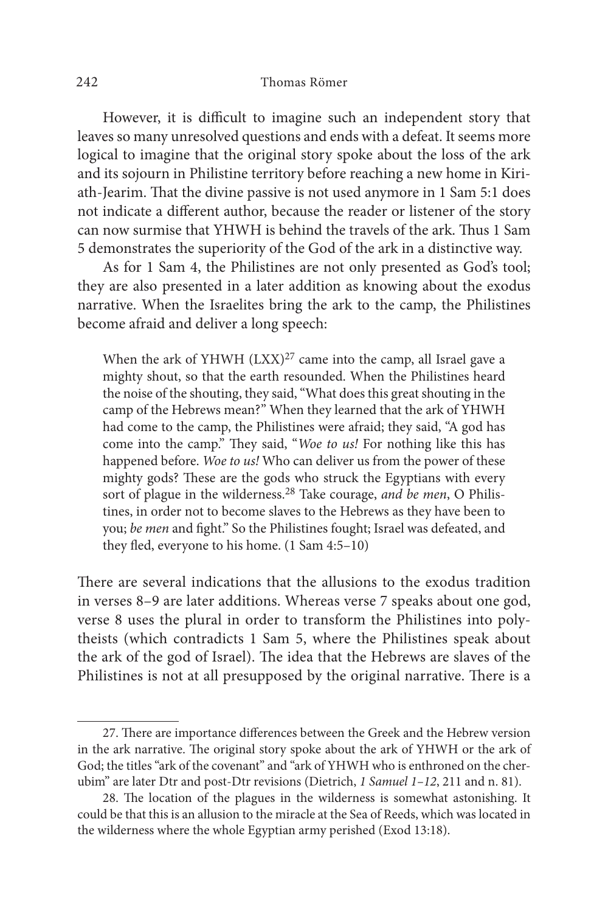However, it is difficult to imagine such an independent story that leaves so many unresolved questions and ends with a defeat. It seems more logical to imagine that the original story spoke about the loss of the ark and its sojourn in Philistine territory before reaching a new home in Kiriath-Jearim. That the divine passive is not used anymore in 1 Sam 5:1 does not indicate a different author, because the reader or listener of the story can now surmise that YHWH is behind the travels of the ark. Thus 1 Sam 5 demonstrates the superiority of the God of the ark in a distinctive way.

As for 1 Sam 4, the Philistines are not only presented as God's tool; they are also presented in a later addition as knowing about the exodus narrative. When the Israelites bring the ark to the camp, the Philistines become afraid and deliver a long speech:

> When the ark of YHWH (LXX)[27] came into the camp, all Israel gave a mighty shout, so that the earth resounded. When the Philistines heard the noise of the shouting, they said, "What does this great shouting in the camp of the Hebrews mean?" When they learned that the ark of YHWH had come to the camp, the Philistines were afraid; they said, "A god has come into the camp." They said, "*Woe to us!* For nothing like this has happened before. *Woe to us!* Who can deliver us from the power of these mighty gods? These are the gods who struck the Egyptians with every sort of plague in the wilderness.[28] Take courage, *and be men*, O Philistines, in order not to become slaves to the Hebrews as they have been to you; *be men* and fight." So the Philistines fought; Israel was defeated, and they fled, everyone to his home. (1 Sam 4:5–10)

There are several indications that the allusions to the exodus tradition in verses 8–9 are later additions. Whereas verse 7 speaks about one god, verse 8 uses the plural in order to transform the Philistines into polytheists (which contradicts 1 Sam 5, where the Philistines speak about the ark of the god of Israel). The idea that the Hebrews are slaves of the Philistines is not at all presupposed by the original narrative. There is a

---

27. There are importance differences between the Greek and the Hebrew version in the ark narrative. The original story spoke about the ark of YHWH or the ark of God; the titles "ark of the covenant" and "ark of YHWH who is enthroned on the cherubim" are later Dtr and post-Dtr revisions (Dietrich, *1 Samuel 1–12*, 211 and n. 81).

28. The location of the plagues in the wilderness is somewhat astonishing. It could be that this is an allusion to the miracle at the Sea of Reeds, which was located in the wilderness where the whole Egyptian army perished (Exod 13:18).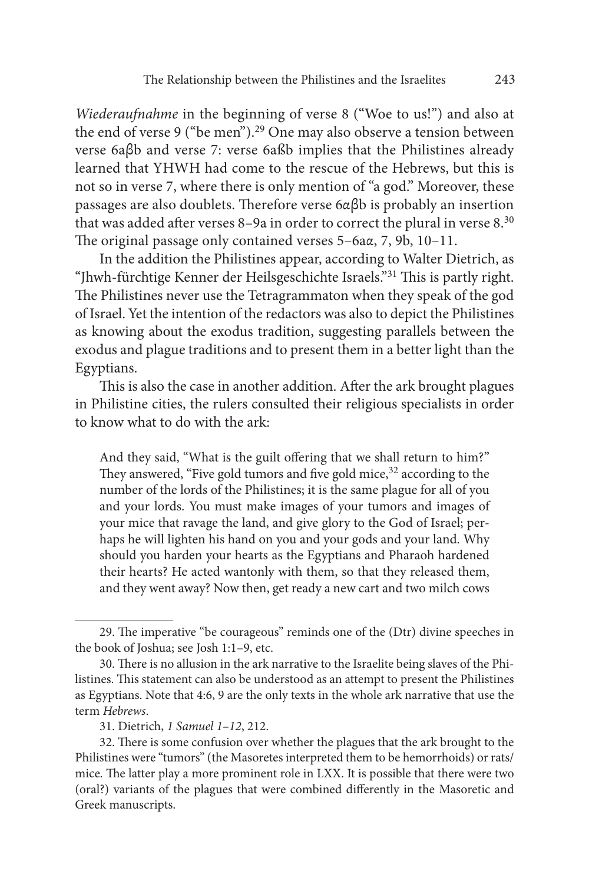*Wiederaufnahme* in the beginning of verse 8 ("Woe to us!") and also at the end of verse 9 ("be men").[29] One may also observe a tension between verse 6aβb and verse 7: verse 6aßb implies that the Philistines already learned that YHWH had come to the rescue of the Hebrews, but this is not so in verse 7, where there is only mention of "a god." Moreover, these passages are also doublets. Therefore verse 6αβb is probably an insertion that was added after verses 8–9a in order to correct the plural in verse 8.[30] The original passage only contained verses 5–6aα, 7, 9b, 10–11.

In the addition the Philistines appear, according to Walter Dietrich, as "Jhwh-fürchtige Kenner der Heilsgeschichte Israels."[31] This is partly right. The Philistines never use the Tetragrammaton when they speak of the god of Israel. Yet the intention of the redactors was also to depict the Philistines as knowing about the exodus tradition, suggesting parallels between the exodus and plague traditions and to present them in a better light than the Egyptians.

This is also the case in another addition. After the ark brought plagues in Philistine cities, the rulers consulted their religious specialists in order to know what to do with the ark:

> And they said, "What is the guilt offering that we shall return to him?" They answered, "Five gold tumors and five gold mice,[32] according to the number of the lords of the Philistines; it is the same plague for all of you and your lords. You must make images of your tumors and images of your mice that ravage the land, and give glory to the God of Israel; perhaps he will lighten his hand on you and your gods and your land. Why should you harden your hearts as the Egyptians and Pharaoh hardened their hearts? He acted wantonly with them, so that they released them, and they went away? Now then, get ready a new cart and two milch cows

---

29. The imperative "be courageous" reminds one of the (Dtr) divine speeches in the book of Joshua; see Josh 1:1–9, etc.

30. There is no allusion in the ark narrative to the Israelite being slaves of the Philistines. This statement can also be understood as an attempt to present the Philistines as Egyptians. Note that 4:6, 9 are the only texts in the whole ark narrative that use the term *Hebrews*.

31. Dietrich, *1 Samuel 1–12*, 212.

32. There is some confusion over whether the plagues that the ark brought to the Philistines were "tumors" (the Masoretes interpreted them to be hemorrhoids) or rats/mice. The latter play a more prominent role in LXX. It is possible that there were two (oral?) variants of the plagues that were combined differently in the Masoretic and Greek manuscripts.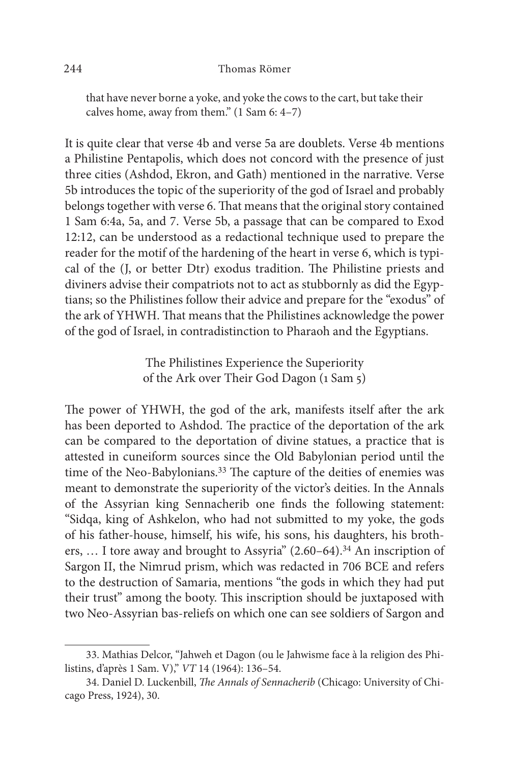that have never borne a yoke, and yoke the cows to the cart, but take their calves home, away from them." (1 Sam 6: 4–7)

It is quite clear that verse 4b and verse 5a are doublets. Verse 4b mentions a Philistine Pentapolis, which does not concord with the presence of just three cities (Ashdod, Ekron, and Gath) mentioned in the narrative. Verse 5b introduces the topic of the superiority of the god of Israel and probably belongs together with verse 6. That means that the original story contained 1 Sam 6:4a, 5a, and 7. Verse 5b, a passage that can be compared to Exod 12:12, can be understood as a redactional technique used to prepare the reader for the motif of the hardening of the heart in verse 6, which is typical of the (J, or better Dtr) exodus tradition. The Philistine priests and diviners advise their compatriots not to act as stubbornly as did the Egyptians; so the Philistines follow their advice and prepare for the "exodus" of the ark of YHWH. That means that the Philistines acknowledge the power of the god of Israel, in contradistinction to Pharaoh and the Egyptians.

## The Philistines Experience the Superiority of the Ark over Their God Dagon (1 Sam 5)

The power of YHWH, the god of the ark, manifests itself after the ark has been deported to Ashdod. The practice of the deportation of the ark can be compared to the deportation of divine statues, a practice that is attested in cuneiform sources since the Old Babylonian period until the time of the Neo-Babylonians.[33] The capture of the deities of enemies was meant to demonstrate the superiority of the victor's deities. In the Annals of the Assyrian king Sennacherib one finds the following statement: "Sidqa, king of Ashkelon, who had not submitted to my yoke, the gods of his father-house, himself, his wife, his sons, his daughters, his brothers, … I tore away and brought to Assyria" (2.60–64).[34] An inscription of Sargon II, the Nimrud prism, which was redacted in 706 BCE and refers to the destruction of Samaria, mentions "the gods in which they had put their trust" among the booty. This inscription should be juxtaposed with two Neo-Assyrian bas-reliefs on which one can see soldiers of Sargon and

---

33. Mathias Delcor, "Jahweh et Dagon (ou le Jahwisme face à la religion des Philistins, d'après 1 Sam. V)," *VT* 14 (1964): 136–54.

34. Daniel D. Luckenbill, *The Annals of Sennacherib* (Chicago: University of Chicago Press, 1924), 30.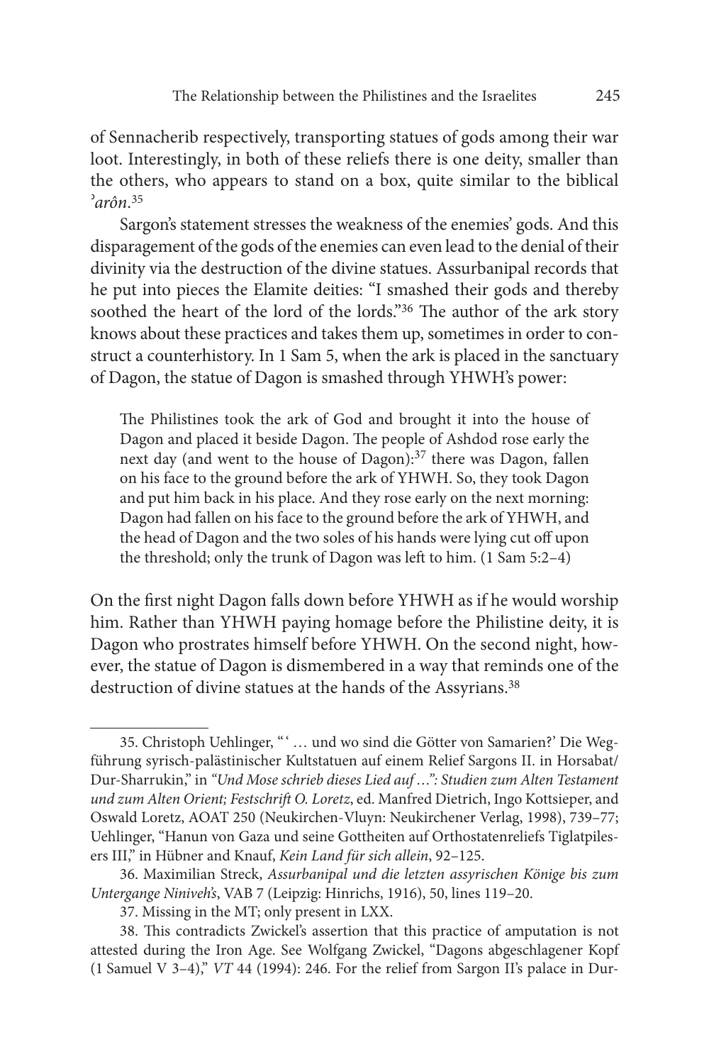of Sennacherib respectively, transporting statues of gods among their war loot. Interestingly, in both of these reliefs there is one deity, smaller than the others, who appears to stand on a box, quite similar to the biblical *ʾarôn*.[35]

Sargon's statement stresses the weakness of the enemies' gods. And this disparagement of the gods of the enemies can even lead to the denial of their divinity via the destruction of the divine statues. Assurbanipal records that he put into pieces the Elamite deities: "I smashed their gods and thereby soothed the heart of the lord of the lords."[36] The author of the ark story knows about these practices and takes them up, sometimes in order to construct a counterhistory. In 1 Sam 5, when the ark is placed in the sanctuary of Dagon, the statue of Dagon is smashed through YHWH's power:

> The Philistines took the ark of God and brought it into the house of Dagon and placed it beside Dagon. The people of Ashdod rose early the next day (and went to the house of Dagon):[37] there was Dagon, fallen on his face to the ground before the ark of YHWH. So, they took Dagon and put him back in his place. And they rose early on the next morning: Dagon had fallen on his face to the ground before the ark of YHWH, and the head of Dagon and the two soles of his hands were lying cut off upon the threshold; only the trunk of Dagon was left to him. (1 Sam 5:2–4)

On the first night Dagon falls down before YHWH as if he would worship him. Rather than YHWH paying homage before the Philistine deity, it is Dagon who prostrates himself before YHWH. On the second night, however, the statue of Dagon is dismembered in a way that reminds one of the destruction of divine statues at the hands of the Assyrians.[38]

---

35. Christoph Uehlinger, "' … und wo sind die Götter von Samarien?' Die Wegführung syrisch-palästinischer Kultstatuen auf einem Relief Sargons II. in Horsabat/Dur-Sharrukin," in *"Und Mose schrieb dieses Lied auf …": Studien zum Alten Testament und zum Alten Orient; Festschrift O. Loretz*, ed. Manfred Dietrich, Ingo Kottsieper, and Oswald Loretz, AOAT 250 (Neukirchen-Vluyn: Neukirchener Verlag, 1998), 739–77; Uehlinger, "Hanun von Gaza und seine Gottheiten auf Orthostatenreliefs Tiglatpilesers III," in Hübner and Knauf, *Kein Land für sich allein*, 92–125.

36. Maximilian Streck, *Assurbanipal und die letzten assyrischen Könige bis zum Untergange Niniveh's*, VAB 7 (Leipzig: Hinrichs, 1916), 50, lines 119–20.

37. Missing in the MT; only present in LXX.

38. This contradicts Zwickel's assertion that this practice of amputation is not attested during the Iron Age. See Wolfgang Zwickel, "Dagons abgeschlagener Kopf (1 Samuel V 3–4)," *VT* 44 (1994): 246. For the relief from Sargon II's palace in Dur-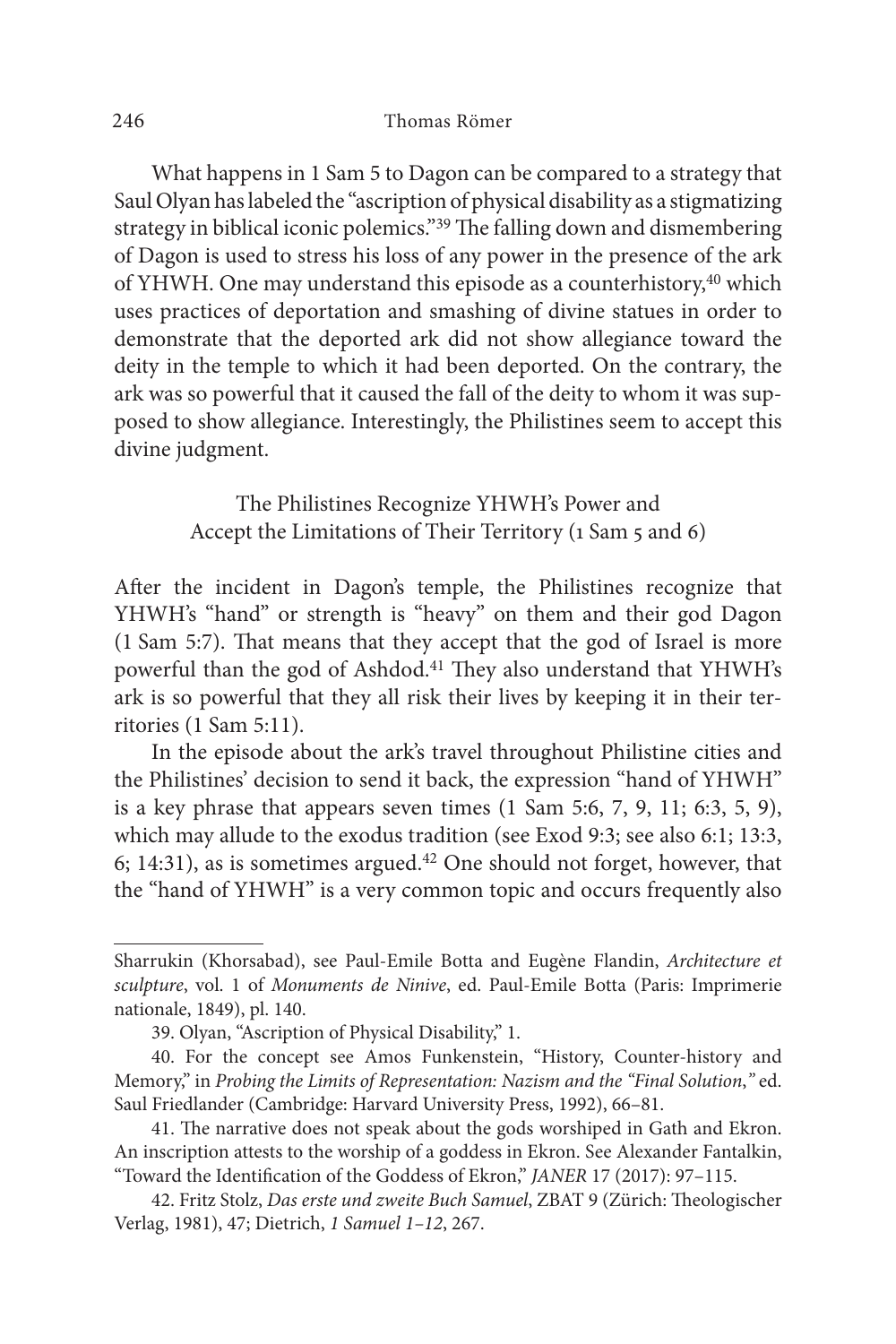What happens in 1 Sam 5 to Dagon can be compared to a strategy that Saul Olyan has labeled the "ascription of physical disability as a stigmatizing strategy in biblical iconic polemics."[39] The falling down and dismembering of Dagon is used to stress his loss of any power in the presence of the ark of YHWH. One may understand this episode as a counterhistory,[40] which uses practices of deportation and smashing of divine statues in order to demonstrate that the deported ark did not show allegiance toward the deity in the temple to which it had been deported. On the contrary, the ark was so powerful that it caused the fall of the deity to whom it was supposed to show allegiance. Interestingly, the Philistines seem to accept this divine judgment.

## The Philistines Recognize YHWH's Power and Accept the Limitations of Their Territory (1 Sam 5 and 6)

After the incident in Dagon's temple, the Philistines recognize that YHWH's "hand" or strength is "heavy" on them and their god Dagon (1 Sam 5:7). That means that they accept that the god of Israel is more powerful than the god of Ashdod.[41] They also understand that YHWH's ark is so powerful that they all risk their lives by keeping it in their territories (1 Sam 5:11).

In the episode about the ark's travel throughout Philistine cities and the Philistines' decision to send it back, the expression "hand of YHWH" is a key phrase that appears seven times (1 Sam 5:6, 7, 9, 11; 6:3, 5, 9), which may allude to the exodus tradition (see Exod 9:3; see also 6:1; 13:3, 6; 14:31), as is sometimes argued.[42] One should not forget, however, that the "hand of YHWH" is a very common topic and occurs frequently also

---

Sharrukin (Khorsabad), see Paul-Emile Botta and Eugène Flandin, *Architecture et sculpture*, vol. 1 of *Monuments de Ninive*, ed. Paul-Emile Botta (Paris: Imprimerie nationale, 1849), pl. 140.

39. Olyan, "Ascription of Physical Disability," 1.

40. For the concept see Amos Funkenstein, "History, Counter-history and Memory," in *Probing the Limits of Representation: Nazism and the "Final Solution*,*"* ed. Saul Friedlander (Cambridge: Harvard University Press, 1992), 66–81.

41. The narrative does not speak about the gods worshiped in Gath and Ekron. An inscription attests to the worship of a goddess in Ekron. See Alexander Fantalkin, "Toward the Identification of the Goddess of Ekron," *JANER* 17 (2017): 97–115.

42. Fritz Stolz, *Das erste und zweite Buch Samuel*, ZBAT 9 (Zürich: Theologischer Verlag, 1981), 47; Dietrich, *1 Samuel 1–12*, 267.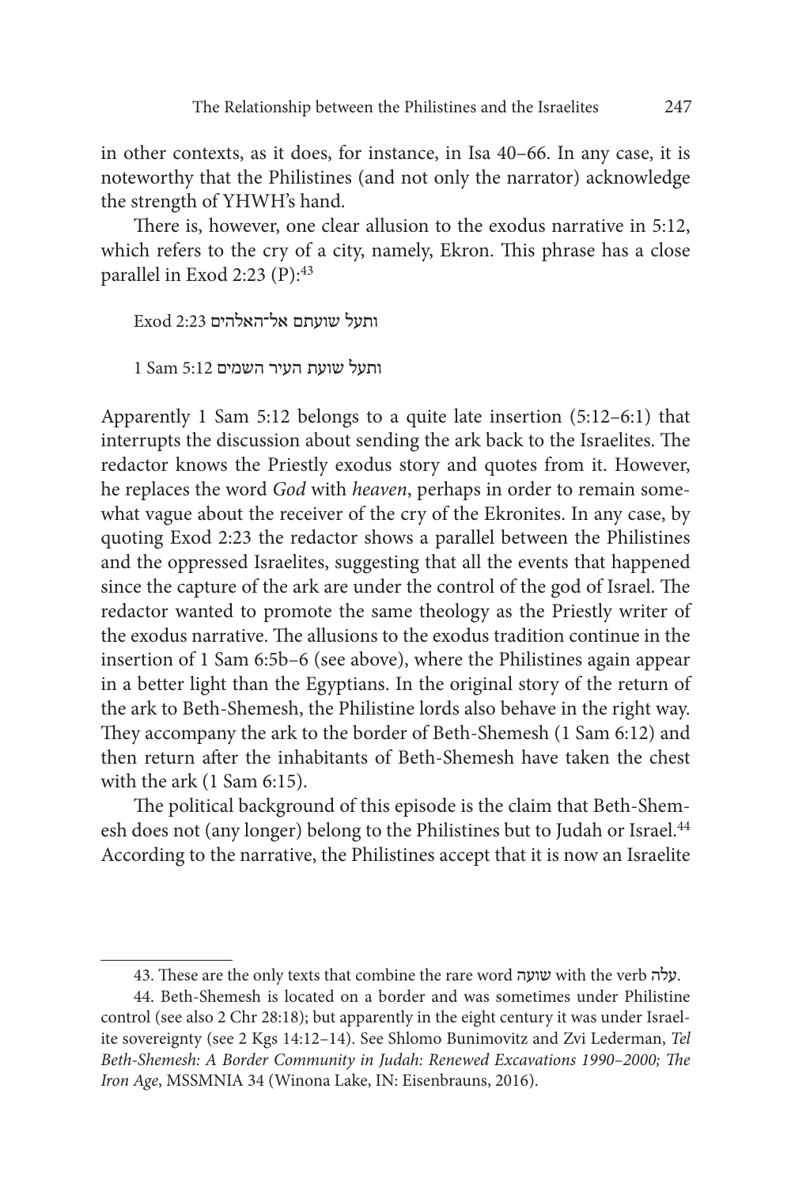in other contexts, as it does, for instance, in Isa 40–66. In any case, it is noteworthy that the Philistines (and not only the narrator) acknowledge the strength of YHWH's hand.

There is, however, one clear allusion to the exodus narrative in 5:12, which refers to the cry of a city, namely, Ekron. This phrase has a close parallel in Exod 2:23 (P):[43]

Exod 2:23 ותעל שועתם אל־האלהים

1 Sam 5:12 ותעל שועת העיר השמים

Apparently 1 Sam 5:12 belongs to a quite late insertion (5:12–6:1) that interrupts the discussion about sending the ark back to the Israelites. The redactor knows the Priestly exodus story and quotes from it. However, he replaces the word *God* with *heaven*, perhaps in order to remain somewhat vague about the receiver of the cry of the Ekronites. In any case, by quoting Exod 2:23 the redactor shows a parallel between the Philistines and the oppressed Israelites, suggesting that all the events that happened since the capture of the ark are under the control of the god of Israel. The redactor wanted to promote the same theology as the Priestly writer of the exodus narrative. The allusions to the exodus tradition continue in the insertion of 1 Sam 6:5b–6 (see above), where the Philistines again appear in a better light than the Egyptians. In the original story of the return of the ark to Beth-Shemesh, the Philistine lords also behave in the right way. They accompany the ark to the border of Beth-Shemesh (1 Sam 6:12) and then return after the inhabitants of Beth-Shemesh have taken the chest with the ark (1 Sam 6:15).

The political background of this episode is the claim that Beth-Shemesh does not (any longer) belong to the Philistines but to Judah or Israel.[44] According to the narrative, the Philistines accept that it is now an Israelite

---

43. These are the only texts that combine the rare word שועה with the verb עלה.

44. Beth-Shemesh is located on a border and was sometimes under Philistine control (see also 2 Chr 28:18); but apparently in the eight century it was under Israelite sovereignty (see 2 Kgs 14:12–14). See Shlomo Bunimovitz and Zvi Lederman, *Tel Beth-Shemesh: A Border Community in Judah: Renewed Excavations 1990–2000; The Iron Age*, MSSMNIA 34 (Winona Lake, IN: Eisenbrauns, 2016).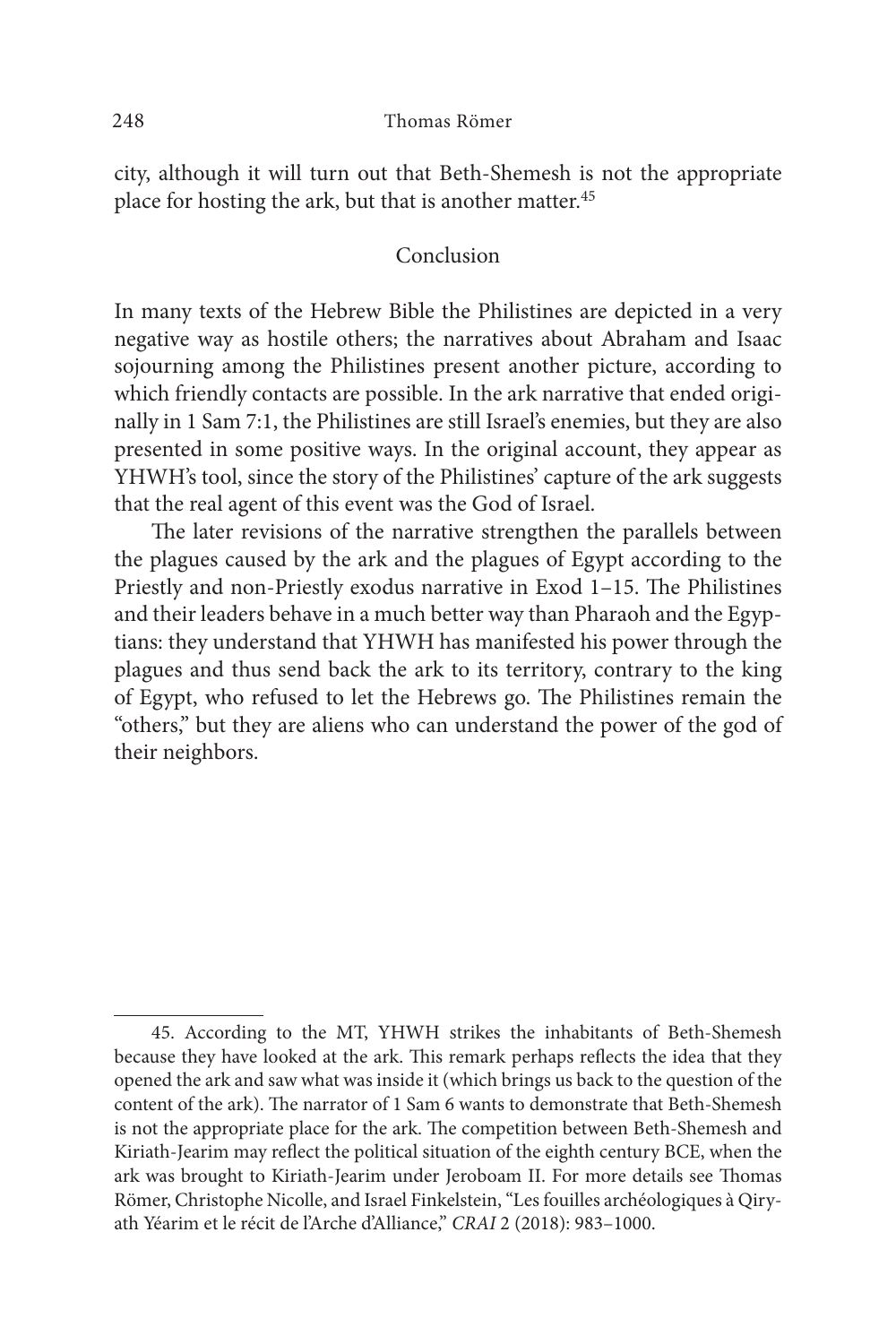city, although it will turn out that Beth-Shemesh is not the appropriate place for hosting the ark, but that is another matter.[45]

## Conclusion

In many texts of the Hebrew Bible the Philistines are depicted in a very negative way as hostile others; the narratives about Abraham and Isaac sojourning among the Philistines present another picture, according to which friendly contacts are possible. In the ark narrative that ended originally in 1 Sam 7:1, the Philistines are still Israel's enemies, but they are also presented in some positive ways. In the original account, they appear as YHWH's tool, since the story of the Philistines' capture of the ark suggests that the real agent of this event was the God of Israel.

The later revisions of the narrative strengthen the parallels between the plagues caused by the ark and the plagues of Egypt according to the Priestly and non-Priestly exodus narrative in Exod 1–15. The Philistines and their leaders behave in a much better way than Pharaoh and the Egyptians: they understand that YHWH has manifested his power through the plagues and thus send back the ark to its territory, contrary to the king of Egypt, who refused to let the Hebrews go. The Philistines remain the "others," but they are aliens who can understand the power of the god of their neighbors.

---

45. According to the MT, YHWH strikes the inhabitants of Beth-Shemesh because they have looked at the ark. This remark perhaps reflects the idea that they opened the ark and saw what was inside it (which brings us back to the question of the content of the ark). The narrator of 1 Sam 6 wants to demonstrate that Beth-Shemesh is not the appropriate place for the ark. The competition between Beth-Shemesh and Kiriath-Jearim may reflect the political situation of the eighth century BCE, when the ark was brought to Kiriath-Jearim under Jeroboam II. For more details see Thomas Römer, Christophe Nicolle, and Israel Finkelstein, "Les fouilles archéologiques à Qiryath Yéarim et le récit de l'Arche d'Alliance," *CRAI* 2 (2018): 983–1000.